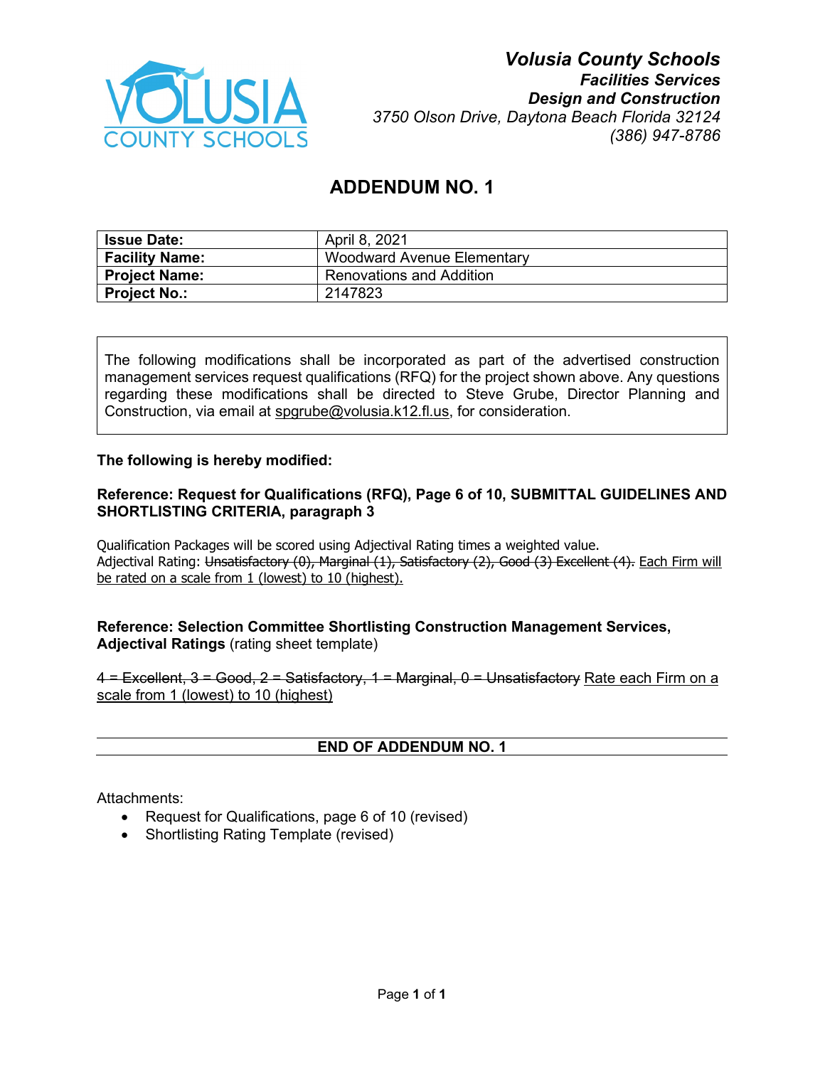**Volusia County Schools**
**Facilities Services**
**Design and Construction**
*3750 Olson Drive, Daytona Beach Florida 32124*
*(386) 947-8786*

# ADDENDUM NO. 1

| **Issue Date:** | April 8, 2021 |
|---|---|
| **Facility Name:** | Woodward Avenue Elementary |
| **Project Name:** | Renovations and Addition |
| **Project No.:** | 2147823 |

The following modifications shall be incorporated as part of the advertised construction management services request qualifications (RFQ) for the project shown above. Any questions regarding these modifications shall be directed to Steve Grube, Director Planning and Construction, via email at spgrube@volusia.k12.fl.us, for consideration.

**The following is hereby modified:**

**Reference: Request for Qualifications (RFQ), Page 6 of 10, SUBMITTAL GUIDELINES AND SHORTLISTING CRITERIA, paragraph 3**

Qualification Packages will be scored using Adjectival Rating times a weighted value.
Adjectival Rating: ~~Unsatisfactory (0), Marginal (1), Satisfactory (2), Good (3) Excellent (4).~~ <u>Each Firm will be rated on a scale from 1 (lowest) to 10 (highest).</u>

**Reference: Selection Committee Shortlisting Construction Management Services, Adjectival Ratings** (rating sheet template)

~~4 = Excellent, 3 = Good, 2 = Satisfactory, 1 = Marginal, 0 = Unsatisfactory~~ <u>Rate each Firm on a scale from 1 (lowest) to 10 (highest)</u>

---

**END OF ADDENDUM NO. 1**

---

Attachments:

- Request for Qualifications, page 6 of 10 (revised)
- Shortlisting Rating Template (revised)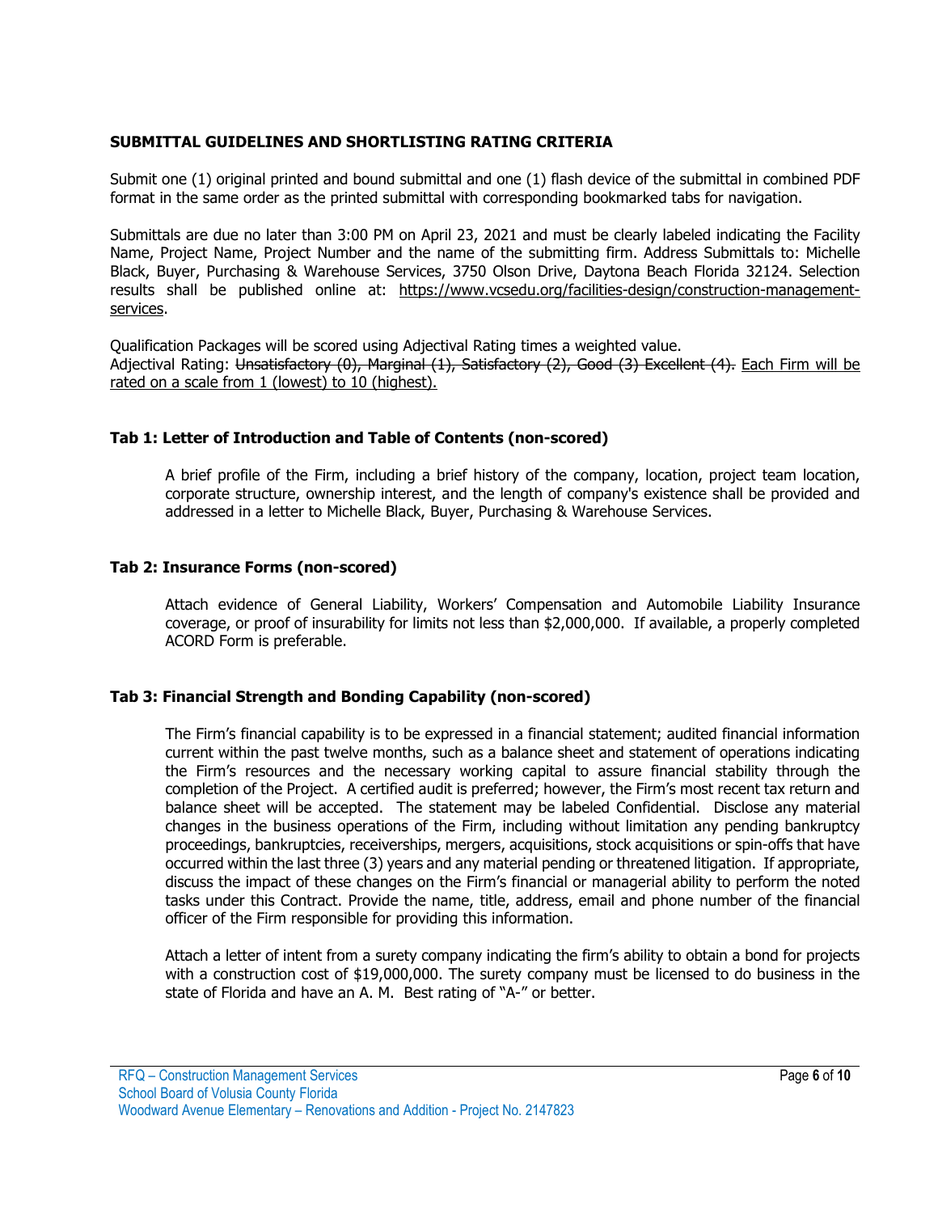## SUBMITTAL GUIDELINES AND SHORTLISTING RATING CRITERIA

Submit one (1) original printed and bound submittal and one (1) flash device of the submittal in combined PDF format in the same order as the printed submittal with corresponding bookmarked tabs for navigation.

Submittals are due no later than 3:00 PM on April 23, 2021 and must be clearly labeled indicating the Facility Name, Project Name, Project Number and the name of the submitting firm. Address Submittals to: Michelle Black, Buyer, Purchasing & Warehouse Services, 3750 Olson Drive, Daytona Beach Florida 32124. Selection results shall be published online at: https://www.vcsedu.org/facilities-design/construction-management-services.

Qualification Packages will be scored using Adjectival Rating times a weighted value.
Adjectival Rating: ~~Unsatisfactory (0), Marginal (1), Satisfactory (2), Good (3) Excellent (4).~~ <u>Each Firm will be rated on a scale from 1 (lowest) to 10 (highest).</u>

### Tab 1: Letter of Introduction and Table of Contents (non-scored)

A brief profile of the Firm, including a brief history of the company, location, project team location, corporate structure, ownership interest, and the length of company's existence shall be provided and addressed in a letter to Michelle Black, Buyer, Purchasing & Warehouse Services.

### Tab 2: Insurance Forms (non-scored)

Attach evidence of General Liability, Workers' Compensation and Automobile Liability Insurance coverage, or proof of insurability for limits not less than $2,000,000. If available, a properly completed ACORD Form is preferable.

### Tab 3: Financial Strength and Bonding Capability (non-scored)

The Firm's financial capability is to be expressed in a financial statement; audited financial information current within the past twelve months, such as a balance sheet and statement of operations indicating the Firm's resources and the necessary working capital to assure financial stability through the completion of the Project. A certified audit is preferred; however, the Firm's most recent tax return and balance sheet will be accepted. The statement may be labeled Confidential. Disclose any material changes in the business operations of the Firm, including without limitation any pending bankruptcy proceedings, bankruptcies, receiverships, mergers, acquisitions, stock acquisitions or spin-offs that have occurred within the last three (3) years and any material pending or threatened litigation. If appropriate, discuss the impact of these changes on the Firm's financial or managerial ability to perform the noted tasks under this Contract. Provide the name, title, address, email and phone number of the financial officer of the Firm responsible for providing this information.

Attach a letter of intent from a surety company indicating the firm's ability to obtain a bond for projects with a construction cost of $19,000,000. The surety company must be licensed to do business in the state of Florida and have an A. M. Best rating of "A-" or better.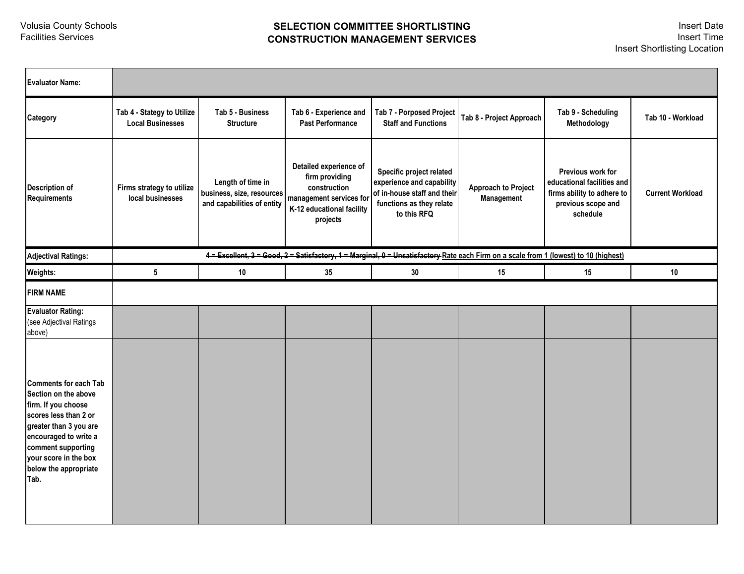Volusia County Schools
Facilities Services

## SELECTION COMMITTEE SHORTLISTING
## CONSTRUCTION MANAGEMENT SERVICES

Insert Date
Insert Time
Insert Shortlisting Location

| Evaluator Name: | | | | | | | |
|---|---|---|---|---|---|---|---|
| **Category** | **Tab 4 - Stategy to Utilize Local Businesses** | **Tab 5 - Business Structure** | **Tab 6 - Experience and Past Performance** | **Tab 7 - Porposed Project Staff and Functions** | **Tab 8 - Project Approach** | **Tab 9 - Scheduling Methodology** | **Tab 10 - Workload** |
| **Description of Requirements** | **Firms strategy to utilize local businesses** | **Length of time in business, size, resources and capabilities of entity** | **Detailed experience of firm providing construction management services for K-12 educational facility projects** | **Specific project related experience and capability of in-house staff and their functions as they relate to this RFQ** | **Approach to Project Management** | **Previous work for educational facilities and firms ability to adhere to previous scope and schedule** | **Current Workload** |
| **Adjectival Ratings:** | ~~4 = Excellent, 3 = Good, 2 = Satisfactory, 1 = Marginal, 0 = Unsatisfactory~~ Rate each Firm on a scale from 1 (lowest) to 10 (highest) | | | | | | |
| **Weights:** | 5 | 10 | 35 | 30 | 15 | 15 | 10 |
| **FIRM NAME** | | | | | | | |
| **Evaluator Rating:** (see Adjectival Ratings above) | | | | | | | |
| **Comments for each Tab Section on the above firm. If you choose scores less than 2 or greater than 3 you are encouraged to write a comment supporting your score in the box below the appropriate Tab.** | | | | | | | |